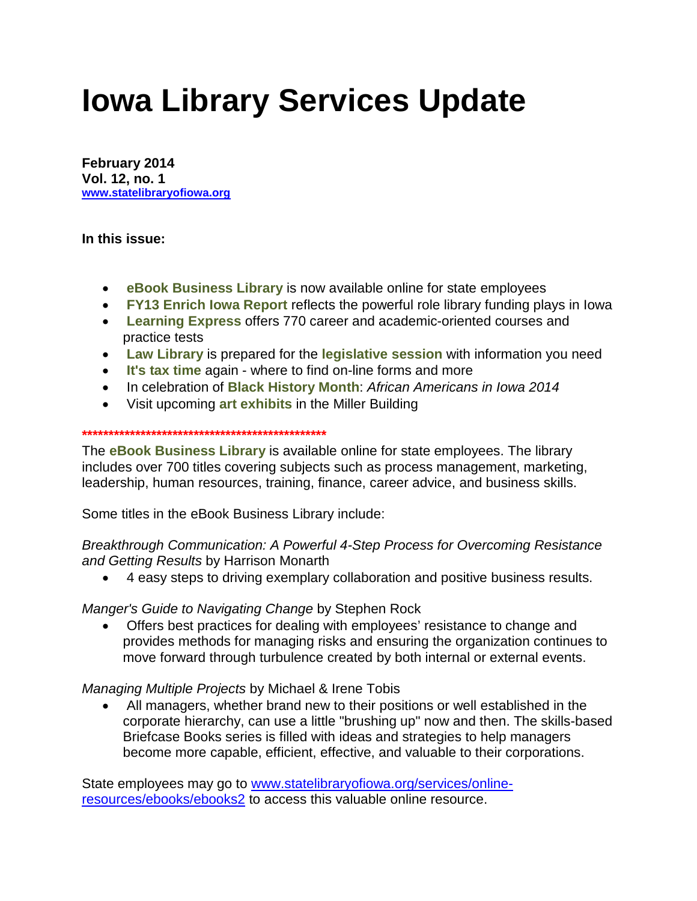# Iowa Library Services Update

**February 2014**
**Vol. 12, no. 1**
**[www.statelibraryofiowa.org](http://www.statelibraryofiowa.org)**

**In this issue:**

- **eBook Business Library** is now available online for state employees
- **FY13 Enrich Iowa Report** reflects the powerful role library funding plays in Iowa
- **Learning Express** offers 770 career and academic-oriented courses and practice tests
- **Law Library** is prepared for the **legislative session** with information you need
- **It's tax time** again - where to find on-line forms and more
- In celebration of **Black History Month**: *African Americans in Iowa 2014*
- Visit upcoming **art exhibits** in the Miller Building

**************************************************

The **eBook Business Library** is available online for state employees. The library includes over 700 titles covering subjects such as process management, marketing, leadership, human resources, training, finance, career advice, and business skills.

Some titles in the eBook Business Library include:

*Breakthrough Communication: A Powerful 4-Step Process for Overcoming Resistance and Getting Results* by Harrison Monarth

- 4 easy steps to driving exemplary collaboration and positive business results.

*Manger's Guide to Navigating Change* by Stephen Rock

- Offers best practices for dealing with employees' resistance to change and provides methods for managing risks and ensuring the organization continues to move forward through turbulence created by both internal or external events.

*Managing Multiple Projects* by Michael & Irene Tobis

- All managers, whether brand new to their positions or well established in the corporate hierarchy, can use a little "brushing up" now and then. The skills-based Briefcase Books series is filled with ideas and strategies to help managers become more capable, efficient, effective, and valuable to their corporations.

State employees may go to [www.statelibraryofiowa.org/services/online-resources/ebooks/ebooks2](http://www.statelibraryofiowa.org/services/online-resources/ebooks/ebooks2) to access this valuable online resource.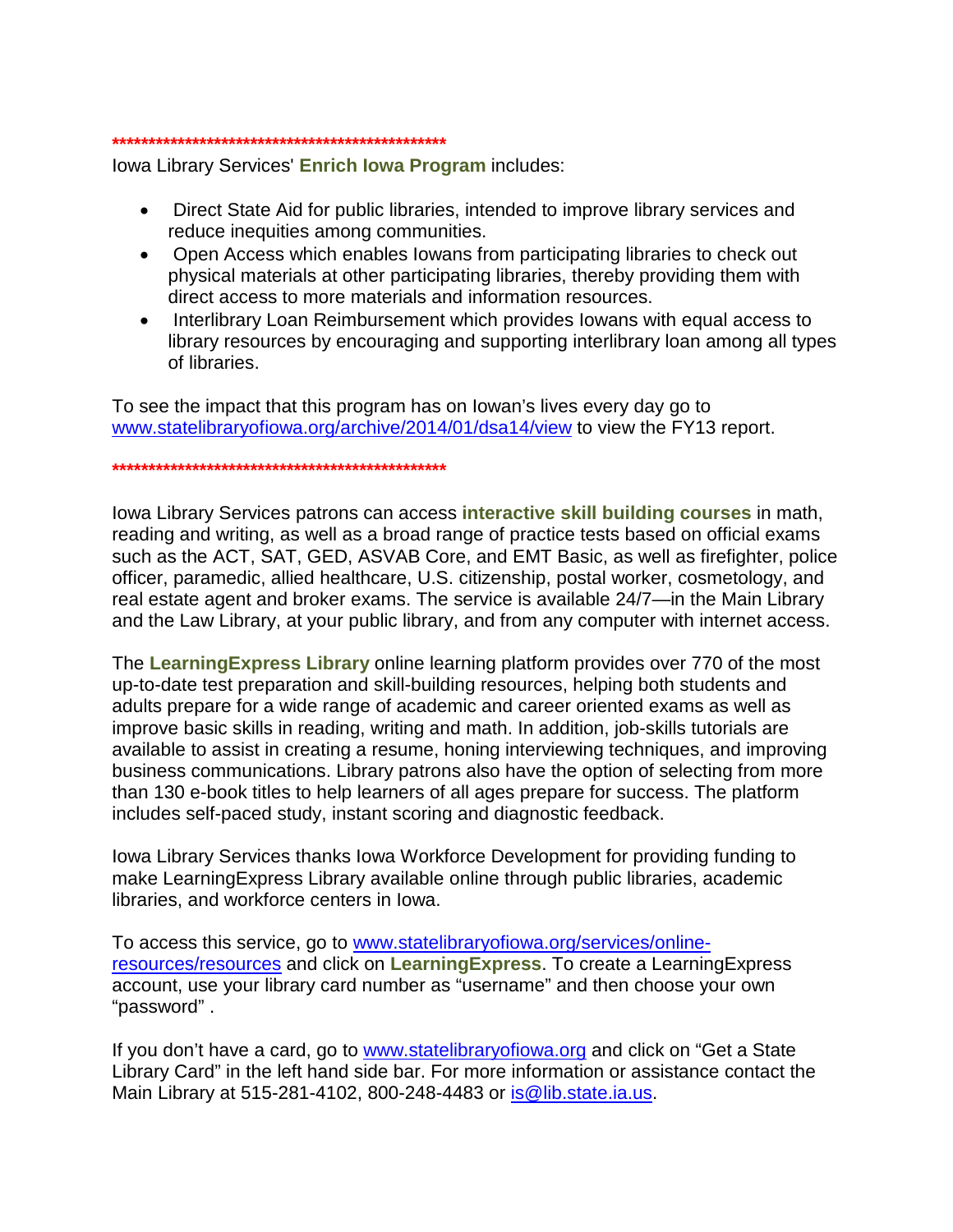**************************************************

Iowa Library Services' **Enrich Iowa Program** includes:

- Direct State Aid for public libraries, intended to improve library services and reduce inequities among communities.
- Open Access which enables Iowans from participating libraries to check out physical materials at other participating libraries, thereby providing them with direct access to more materials and information resources.
- Interlibrary Loan Reimbursement which provides Iowans with equal access to library resources by encouraging and supporting interlibrary loan among all types of libraries.

To see the impact that this program has on Iowan's lives every day go to [www.statelibraryofiowa.org/archive/2014/01/dsa14/view](www.statelibraryofiowa.org/archive/2014/01/dsa14/view) to view the FY13 report.

**************************************************

Iowa Library Services patrons can access **interactive skill building courses** in math, reading and writing, as well as a broad range of practice tests based on official exams such as the ACT, SAT, GED, ASVAB Core, and EMT Basic, as well as firefighter, police officer, paramedic, allied healthcare, U.S. citizenship, postal worker, cosmetology, and real estate agent and broker exams. The service is available 24/7—in the Main Library and the Law Library, at your public library, and from any computer with internet access.

The **LearningExpress Library** online learning platform provides over 770 of the most up-to-date test preparation and skill-building resources, helping both students and adults prepare for a wide range of academic and career oriented exams as well as improve basic skills in reading, writing and math. In addition, job-skills tutorials are available to assist in creating a resume, honing interviewing techniques, and improving business communications. Library patrons also have the option of selecting from more than 130 e-book titles to help learners of all ages prepare for success. The platform includes self-paced study, instant scoring and diagnostic feedback.

Iowa Library Services thanks Iowa Workforce Development for providing funding to make LearningExpress Library available online through public libraries, academic libraries, and workforce centers in Iowa.

To access this service, go to [www.statelibraryofiowa.org/services/online-resources/resources](www.statelibraryofiowa.org/services/online-resources/resources) and click on **LearningExpress**. To create a LearningExpress account, use your library card number as "username" and then choose your own "password" .

If you don't have a card, go to [www.statelibraryofiowa.org](www.statelibraryofiowa.org) and click on "Get a State Library Card" in the left hand side bar. For more information or assistance contact the Main Library at 515-281-4102, 800-248-4483 or [is@lib.state.ia.us](mailto:is@lib.state.ia.us).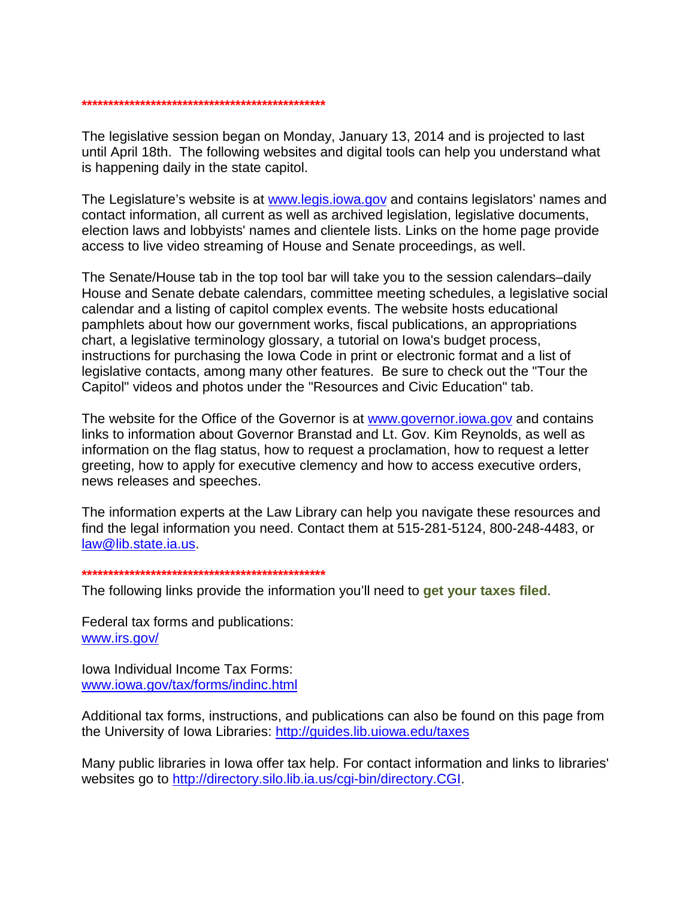\*\*\*\*\*\*\*\*\*\*\*\*\*\*\*\*\*\*\*\*\*\*\*\*\*\*\*\*\*\*\*\*\*\*\*\*\*\*\*\*\*\*\*\*\*\*\*\*

The legislative session began on Monday, January 13, 2014 and is projected to last until April 18th. The following websites and digital tools can help you understand what is happening daily in the state capitol.

The Legislature's website is at www.legis.iowa.gov and contains legislators' names and contact information, all current as well as archived legislation, legislative documents, election laws and lobbyists' names and clientele lists. Links on the home page provide access to live video streaming of House and Senate proceedings, as well.

The Senate/House tab in the top tool bar will take you to the session calendars–daily House and Senate debate calendars, committee meeting schedules, a legislative social calendar and a listing of capitol complex events. The website hosts educational pamphlets about how our government works, fiscal publications, an appropriations chart, a legislative terminology glossary, a tutorial on Iowa's budget process, instructions for purchasing the Iowa Code in print or electronic format and a list of legislative contacts, among many other features. Be sure to check out the "Tour the Capitol" videos and photos under the "Resources and Civic Education" tab.

The website for the Office of the Governor is at www.governor.iowa.gov and contains links to information about Governor Branstad and Lt. Gov. Kim Reynolds, as well as information on the flag status, how to request a proclamation, how to request a letter greeting, how to apply for executive clemency and how to access executive orders, news releases and speeches.

The information experts at the Law Library can help you navigate these resources and find the legal information you need. Contact them at 515-281-5124, 800-248-4483, or law@lib.state.ia.us.

\*\*\*\*\*\*\*\*\*\*\*\*\*\*\*\*\*\*\*\*\*\*\*\*\*\*\*\*\*\*\*\*\*\*\*\*\*\*\*\*\*\*\*\*\*\*\*\*

The following links provide the information you'll need to **get your taxes filed**.

Federal tax forms and publications:
www.irs.gov/

Iowa Individual Income Tax Forms:
www.iowa.gov/tax/forms/indinc.html

Additional tax forms, instructions, and publications can also be found on this page from the University of Iowa Libraries: http://guides.lib.uiowa.edu/taxes

Many public libraries in Iowa offer tax help. For contact information and links to libraries' websites go to http://directory.silo.lib.ia.us/cgi-bin/directory.CGI.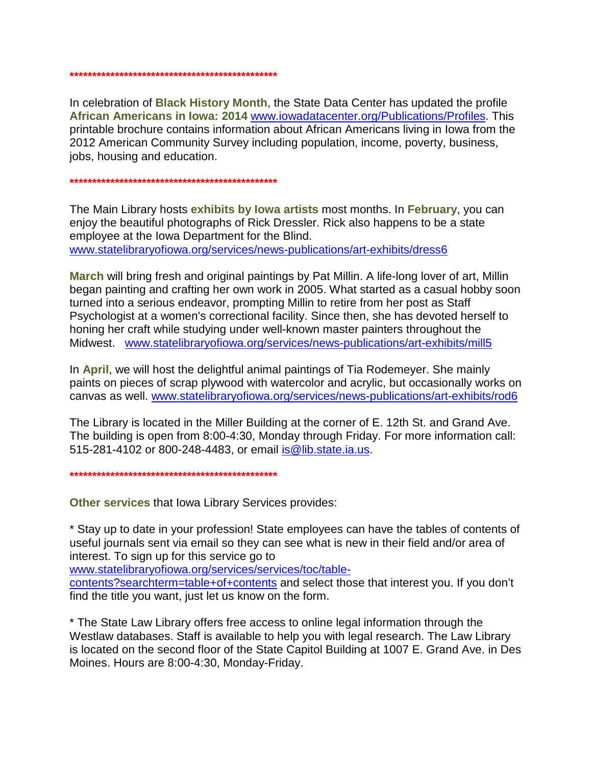**************************************************

In celebration of **Black History Month**, the State Data Center has updated the profile **African Americans in Iowa: 2014** www.iowadatacenter.org/Publications/Profiles. This printable brochure contains information about African Americans living in Iowa from the 2012 American Community Survey including population, income, poverty, business, jobs, housing and education.

**************************************************

The Main Library hosts **exhibits by Iowa artists** most months. In **February**, you can enjoy the beautiful photographs of Rick Dressler. Rick also happens to be a state employee at the Iowa Department for the Blind. www.statelibraryofiowa.org/services/news-publications/art-exhibits/dress6

**March** will bring fresh and original paintings by Pat Millin. A life-long lover of art, Millin began painting and crafting her own work in 2005. What started as a casual hobby soon turned into a serious endeavor, prompting Millin to retire from her post as Staff Psychologist at a women's correctional facility. Since then, she has devoted herself to honing her craft while studying under well-known master painters throughout the Midwest. www.statelibraryofiowa.org/services/news-publications/art-exhibits/mill5

In **April**, we will host the delightful animal paintings of Tia Rodemeyer. She mainly paints on pieces of scrap plywood with watercolor and acrylic, but occasionally works on canvas as well. www.statelibraryofiowa.org/services/news-publications/art-exhibits/rod6

The Library is located in the Miller Building at the corner of E. 12th St. and Grand Ave. The building is open from 8:00-4:30, Monday through Friday. For more information call: 515-281-4102 or 800-248-4483, or email is@lib.state.ia.us.

**************************************************

**Other services** that Iowa Library Services provides:

* Stay up to date in your profession! State employees can have the tables of contents of useful journals sent via email so they can see what is new in their field and/or area of interest. To sign up for this service go to www.statelibraryofiowa.org/services/services/toc/table-contents?searchterm=table+of+contents and select those that interest you. If you don't find the title you want, just let us know on the form.

* The State Law Library offers free access to online legal information through the Westlaw databases. Staff is available to help you with legal research. The Law Library is located on the second floor of the State Capitol Building at 1007 E. Grand Ave. in Des Moines. Hours are 8:00-4:30, Monday-Friday.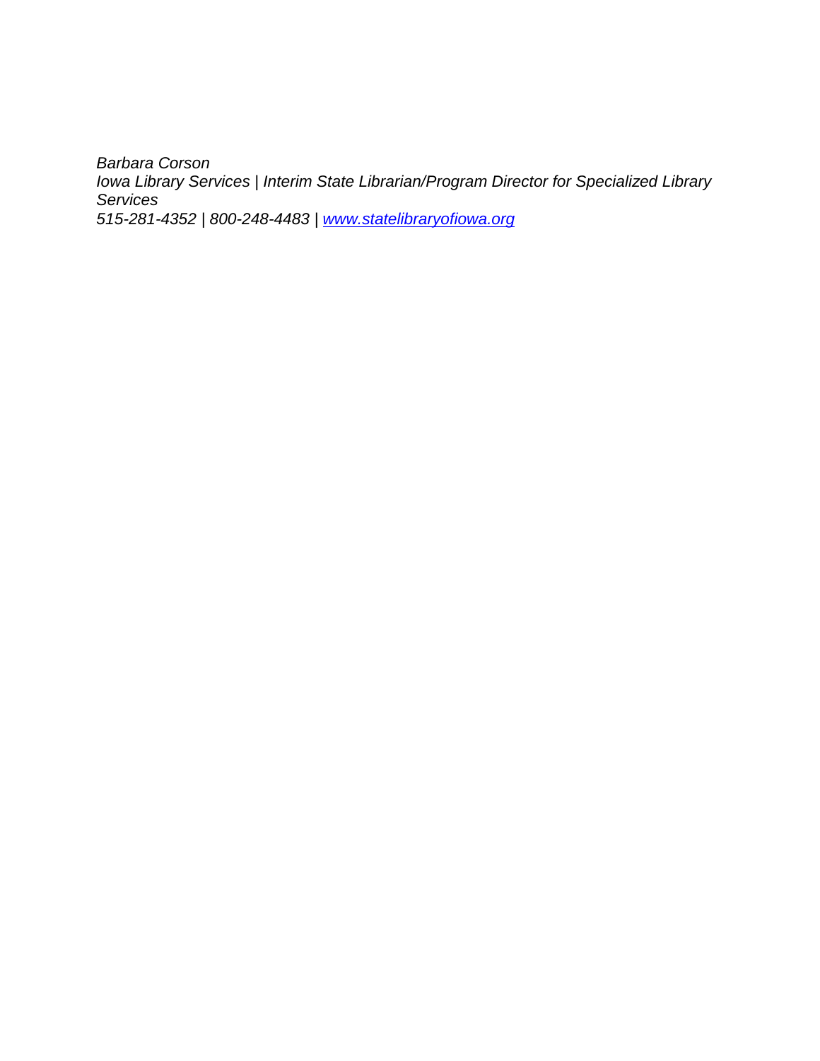*Barbara Corson*
*Iowa Library Services | Interim State Librarian/Program Director for Specialized Library Services*
*515-281-4352 | 800-248-4483 | [www.statelibraryofiowa.org](http://www.statelibraryofiowa.org)*